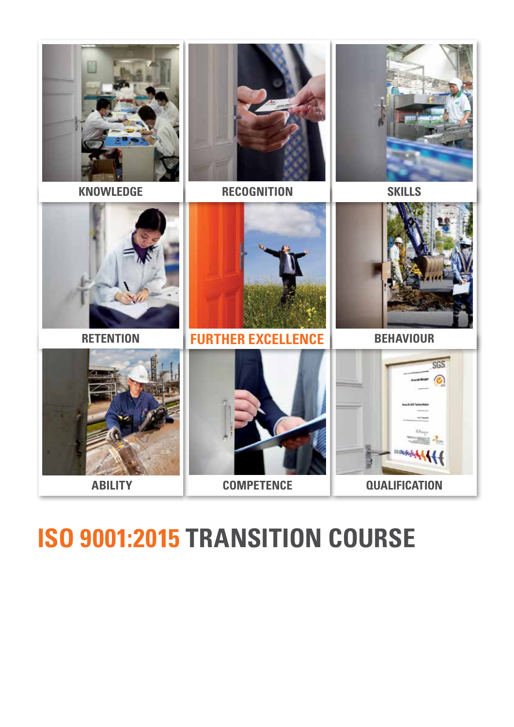KNOWLEDGE

RECOGNITION

SKILLS

RETENTION

FURTHER EXCELLENCE

BEHAVIOUR

ABILITY

COMPETENCE

QUALIFICATION

# ISO 9001:2015 TRANSITION COURSE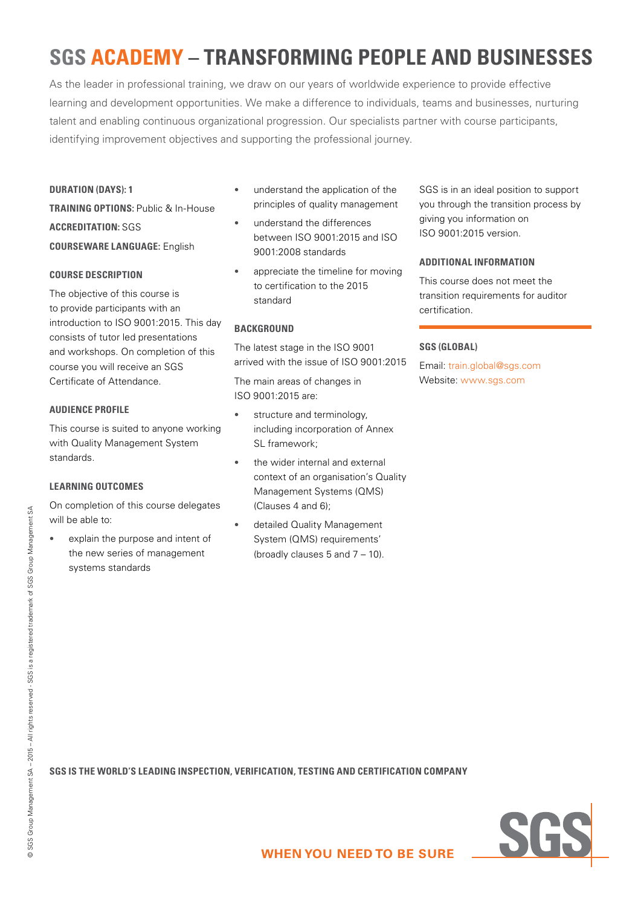# SGS ACADEMY – TRANSFORMING PEOPLE AND BUSINESSES

As the leader in professional training, we draw on our years of worldwide experience to provide effective learning and development opportunities. We make a difference to individuals, teams and businesses, nurturing talent and enabling continuous organizational progression. Our specialists partner with course participants, identifying improvement objectives and supporting the professional journey.

**DURATION (DAYS): 1**

**TRAINING OPTIONS:** Public & In-House

**ACCREDITATION:** SGS

**COURSEWARE LANGUAGE:** English

### COURSE DESCRIPTION

The objective of this course is to provide participants with an introduction to ISO 9001:2015. This day consists of tutor led presentations and workshops. On completion of this course you will receive an SGS Certificate of Attendance.

### AUDIENCE PROFILE

This course is suited to anyone working with Quality Management System standards.

### LEARNING OUTCOMES

On completion of this course delegates will be able to:

- explain the purpose and intent of the new series of management systems standards
- understand the application of the principles of quality management
- understand the differences between ISO 9001:2015 and ISO 9001:2008 standards
- appreciate the timeline for moving to certification to the 2015 standard

### BACKGROUND

The latest stage in the ISO 9001 arrived with the issue of ISO 9001:2015

The main areas of changes in ISO 9001:2015 are:

- structure and terminology, including incorporation of Annex SL framework;
- the wider internal and external context of an organisation's Quality Management Systems (QMS) (Clauses 4 and 6);
- detailed Quality Management System (QMS) requirements' (broadly clauses 5 and 7 – 10).

SGS is in an ideal position to support you through the transition process by giving you information on ISO 9001:2015 version.

### ADDITIONAL INFORMATION

This course does not meet the transition requirements for auditor certification.

### SGS (GLOBAL)

Email: train.global@sgs.com
Website: www.sgs.com

**SGS IS THE WORLD'S LEADING INSPECTION, VERIFICATION, TESTING AND CERTIFICATION COMPANY**

**WHEN YOU NEED TO BE SURE**

© SGS Group Management SA – 2015 – All rights reserved - SGS is a registered trademark of SGS Group Management SA